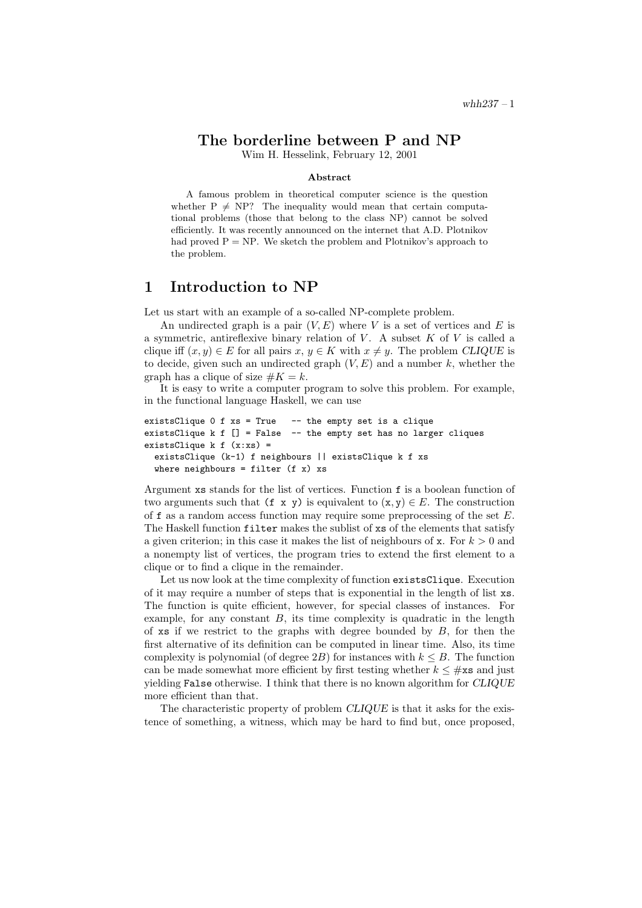# The borderline between P and NP

Wim H. Hesselink, February 12, 2001

**Abstract**

A famous problem in theoretical computer science is the question whether $P \neq NP$? The inequality would mean that certain computational problems (those that belong to the class NP) cannot be solved efficiently. It was recently announced on the internet that A.D. Plotnikov had proved P = NP. We sketch the problem and Plotnikov's approach to the problem.

## 1 Introduction to NP

Let us start with an example of a so-called NP-complete problem.

An undirected graph is a pair $(V, E)$ where $V$ is a set of vertices and $E$ is a symmetric, antireflexive binary relation of $V$. A subset $K$ of $V$ is called a clique iff $(x, y) \in E$ for all pairs $x$, $y \in K$ with $x \neq y$. The problem *CLIQUE* is to decide, given such an undirected graph $(V, E)$ and a number $k$, whether the graph has a clique of size $\#K = k$.

It is easy to write a computer program to solve this problem. For example, in the functional language Haskell, we can use

```
existsClique 0 f xs = True   -- the empty set is a clique
existsClique k f [] = False  -- the empty set has no larger cliques
existsClique k f (x:xs) =
  existsClique (k-1) f neighbours || existsClique k f xs
  where neighbours = filter (f x) xs
```

Argument `xs` stands for the list of vertices. Function `f` is a boolean function of two arguments such that `(f x y)` is equivalent to $(\mathtt{x}, \mathtt{y}) \in E$. The construction of `f` as a random access function may require some preprocessing of the set $E$. The Haskell function `filter` makes the sublist of `xs` of the elements that satisfy a given criterion; in this case it makes the list of neighbours of `x`. For $k > 0$ and a nonempty list of vertices, the program tries to extend the first element to a clique or to find a clique in the remainder.

Let us now look at the time complexity of function `existsClique`. Execution of it may require a number of steps that is exponential in the length of list `xs`. The function is quite efficient, however, for special classes of instances. For example, for any constant $B$, its time complexity is quadratic in the length of `xs` if we restrict to the graphs with degree bounded by $B$, for then the first alternative of its definition can be computed in linear time. Also, its time complexity is polynomial (of degree $2B$) for instances with $k \leq B$. The function can be made somewhat more efficient by first testing whether $k \leq \#\mathtt{xs}$ and just yielding `False` otherwise. I think that there is no known algorithm for *CLIQUE* more efficient than that.

The characteristic property of problem *CLIQUE* is that it asks for the existence of something, a witness, which may be hard to find but, once proposed,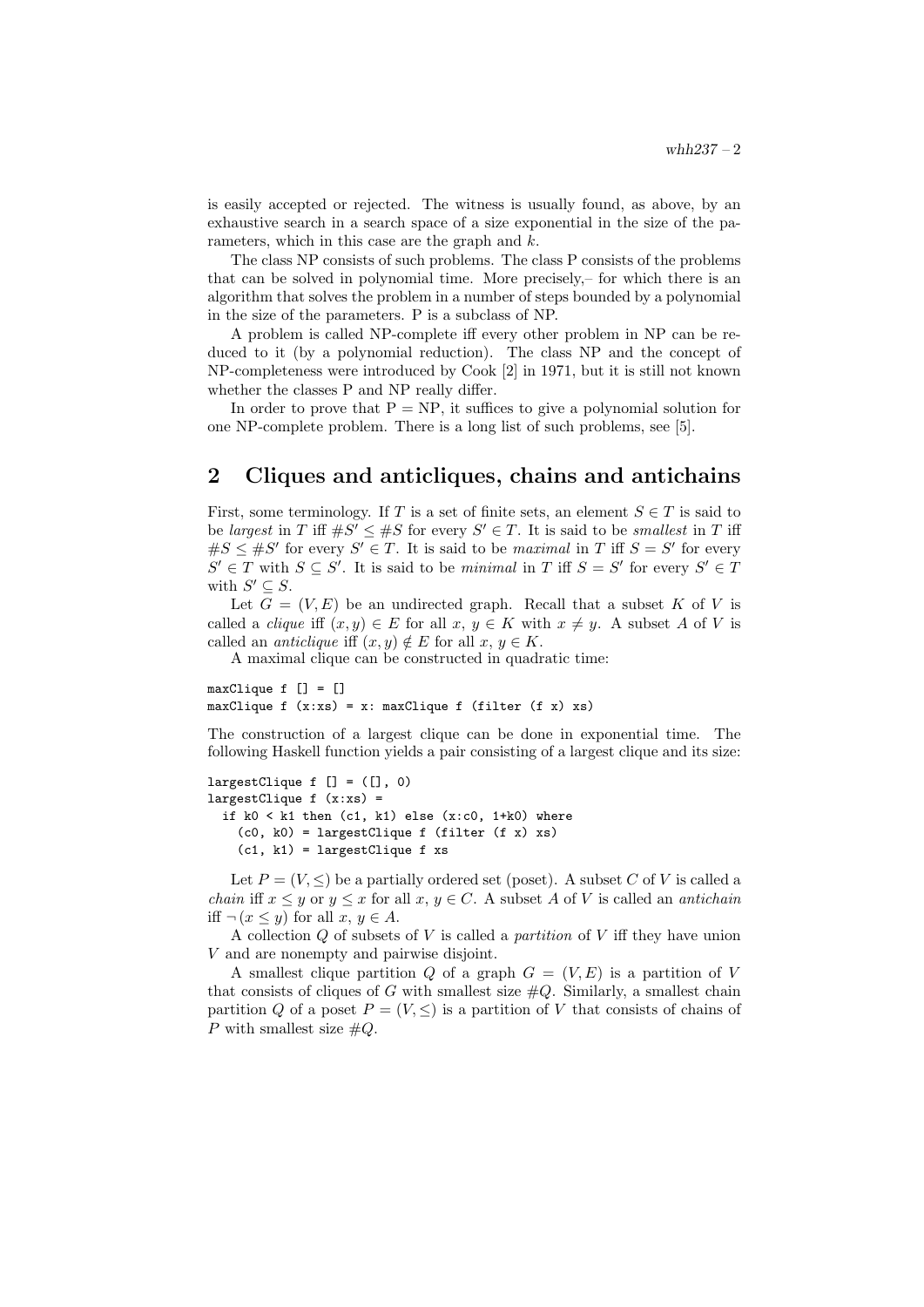is easily accepted or rejected. The witness is usually found, as above, by an exhaustive search in a search space of a size exponential in the size of the parameters, which in this case are the graph and $k$.

The class NP consists of such problems. The class P consists of the problems that can be solved in polynomial time. More precisely,– for which there is an algorithm that solves the problem in a number of steps bounded by a polynomial in the size of the parameters. P is a subclass of NP.

A problem is called NP-complete iff every other problem in NP can be reduced to it (by a polynomial reduction). The class NP and the concept of NP-completeness were introduced by Cook [2] in 1971, but it is still not known whether the classes P and NP really differ.

In order to prove that P = NP, it suffices to give a polynomial solution for one NP-complete problem. There is a long list of such problems, see [5].

## 2 Cliques and anticliques, chains and antichains

First, some terminology. If $T$ is a set of finite sets, an element $S \in T$ is said to be *largest* in $T$ iff $\#S' \leq \#S$ for every $S' \in T$. It is said to be *smallest* in $T$ iff $\#S \leq \#S'$ for every $S' \in T$. It is said to be *maximal* in $T$ iff $S = S'$ for every $S' \in T$ with $S \subseteq S'$. It is said to be *minimal* in $T$ iff $S = S'$ for every $S' \in T$ with $S' \subseteq S$.

Let $G = (V, E)$ be an undirected graph. Recall that a subset $K$ of $V$ is called a *clique* iff $(x, y) \in E$ for all $x, y \in K$ with $x \neq y$. A subset $A$ of $V$ is called an *anticlique* iff $(x, y) \notin E$ for all $x, y \in K$.

A maximal clique can be constructed in quadratic time:

```
maxClique f [] = []
maxClique f (x:xs) = x: maxClique f (filter (f x) xs)
```

The construction of a largest clique can be done in exponential time. The following Haskell function yields a pair consisting of a largest clique and its size:

```
largestClique f [] = ([], 0)
largestClique f (x:xs) =
  if k0 < k1 then (c1, k1) else (x:c0, 1+k0) where
    (c0, k0) = largestClique f (filter (f x) xs)
    (c1, k1) = largestClique f xs
```

Let $P = (V, \leq)$ be a partially ordered set (poset). A subset $C$ of $V$ is called a *chain* iff $x \leq y$ or $y \leq x$ for all $x, y \in C$. A subset $A$ of $V$ is called an *antichain* iff $\neg (x \leq y)$ for all $x, y \in A$.

A collection $Q$ of subsets of $V$ is called a *partition* of $V$ iff they have union $V$ and are nonempty and pairwise disjoint.

A smallest clique partition $Q$ of a graph $G = (V, E)$ is a partition of $V$ that consists of cliques of $G$ with smallest size $\#Q$. Similarly, a smallest chain partition $Q$ of a poset $P = (V, \leq)$ is a partition of $V$ that consists of chains of $P$ with smallest size $\#Q$.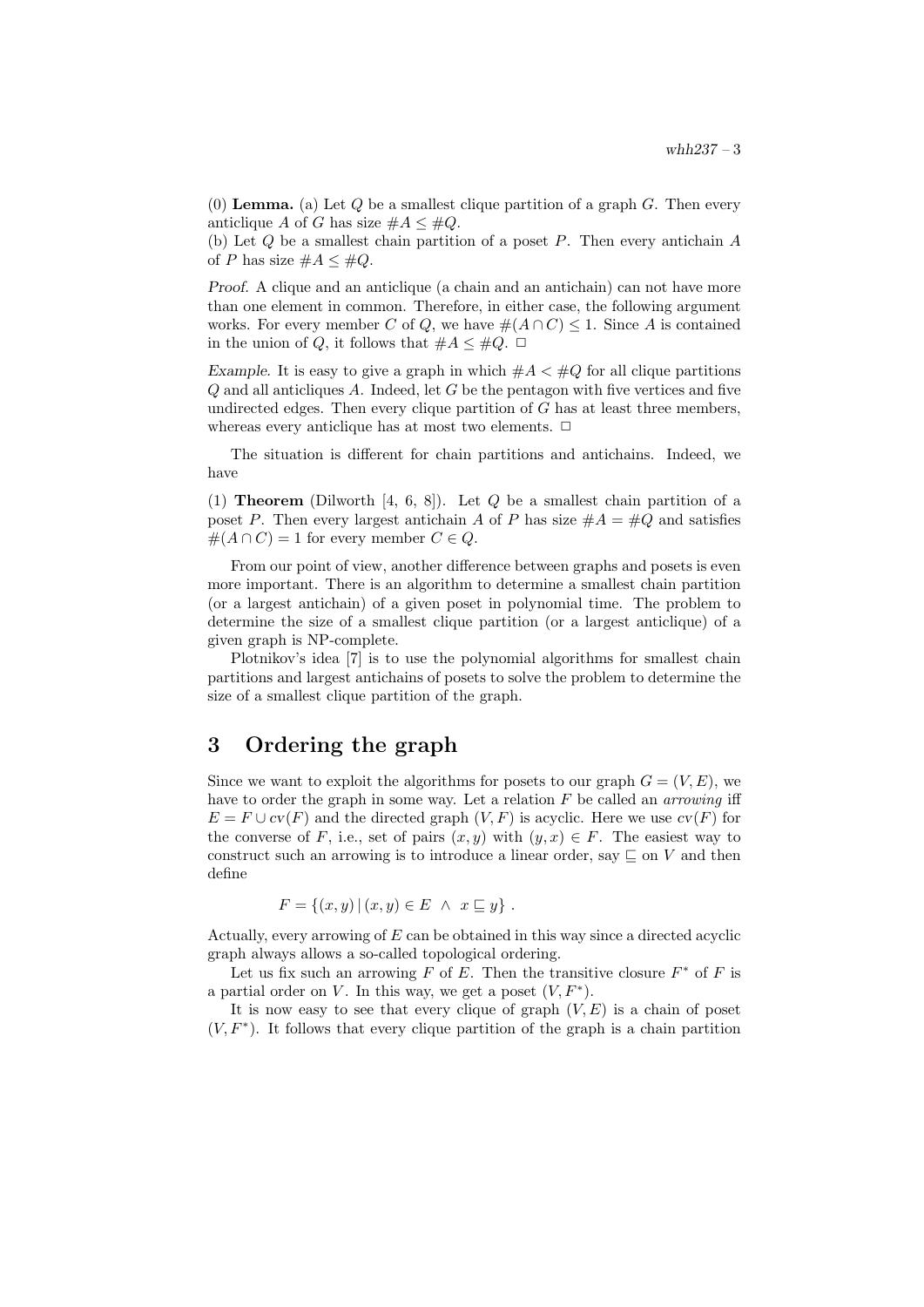(0) **Lemma.** (a) Let $Q$ be a smallest clique partition of a graph $G$. Then every anticlique $A$ of $G$ has size $\#A \leq \#Q$.
(b) Let $Q$ be a smallest chain partition of a poset $P$. Then every antichain $A$ of $P$ has size $\#A \leq \#Q$.

*Proof.* A clique and an anticlique (a chain and an antichain) can not have more than one element in common. Therefore, in either case, the following argument works. For every member $C$ of $Q$, we have $\#(A \cap C) \leq 1$. Since $A$ is contained in the union of $Q$, it follows that $\#A \leq \#Q$. $\Box$

*Example.* It is easy to give a graph in which $\#A < \#Q$ for all clique partitions $Q$ and all anticliques $A$. Indeed, let $G$ be the pentagon with five vertices and five undirected edges. Then every clique partition of $G$ has at least three members, whereas every anticlique has at most two elements. $\Box$

The situation is different for chain partitions and antichains. Indeed, we have

(1) **Theorem** (Dilworth [4, 6, 8]). Let $Q$ be a smallest chain partition of a poset $P$. Then every largest antichain $A$ of $P$ has size $\#A = \#Q$ and satisfies $\#(A \cap C) = 1$ for every member $C \in Q$.

From our point of view, another difference between graphs and posets is even more important. There is an algorithm to determine a smallest chain partition (or a largest antichain) of a given poset in polynomial time. The problem to determine the size of a smallest clique partition (or a largest anticlique) of a given graph is NP-complete.

Plotnikov's idea [7] is to use the polynomial algorithms for smallest chain partitions and largest antichains of posets to solve the problem to determine the size of a smallest clique partition of the graph.

## 3 Ordering the graph

Since we want to exploit the algorithms for posets to our graph $G = (V, E)$, we have to order the graph in some way. Let a relation $F$ be called an *arrowing* iff $E = F \cup cv(F)$ and the directed graph $(V, F)$ is acyclic. Here we use $cv(F)$ for the converse of $F$, i.e., set of pairs $(x, y)$ with $(y, x) \in F$. The easiest way to construct such an arrowing is to introduce a linear order, say $\sqsubseteq$ on $V$ and then define

$$F = \{(x, y) \mid (x, y) \in E \ \wedge \ x \sqsubseteq y\} \ .$$

Actually, every arrowing of $E$ can be obtained in this way since a directed acyclic graph always allows a so-called topological ordering.

Let us fix such an arrowing $F$ of $E$. Then the transitive closure $F^*$ of $F$ is a partial order on $V$. In this way, we get a poset $(V, F^*)$.

It is now easy to see that every clique of graph $(V, E)$ is a chain of poset $(V, F^*)$. It follows that every clique partition of the graph is a chain partition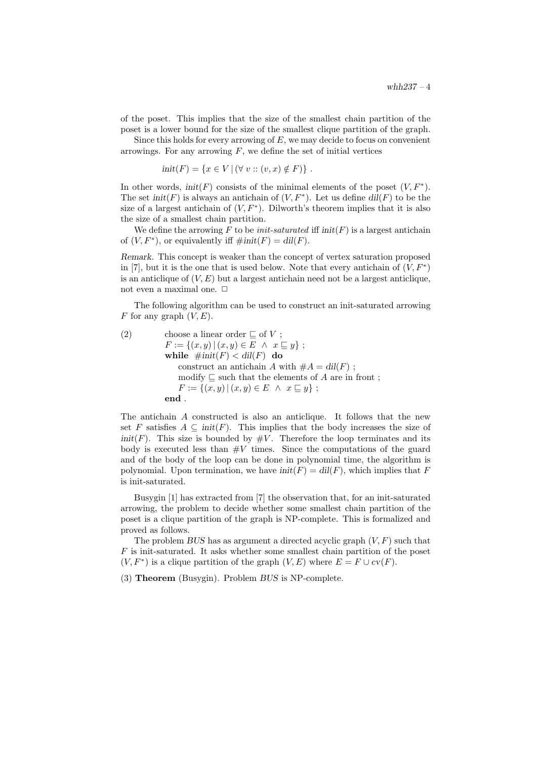of the poset. This implies that the size of the smallest chain partition of the poset is a lower bound for the size of the smallest clique partition of the graph.

Since this holds for every arrowing of $E$, we may decide to focus on convenient arrowings. For any arrowing $F$, we define the set of initial vertices

$$\mathit{init}(F) = \{x \in V \mid (\forall\, v :: (v,x) \notin F)\} \;.$$

In other words, $\mathit{init}(F)$ consists of the minimal elements of the poset $(V, F^*)$. The set $\mathit{init}(F)$ is always an antichain of $(V, F^*)$. Let us define $\mathit{dil}(F)$ to be the size of a largest antichain of $(V, F^*)$. Dilworth's theorem implies that it is also the size of a smallest chain partition.

We define the arrowing $F$ to be *init-saturated* iff $\mathit{init}(F)$ is a largest antichain of $(V, F^*)$, or equivalently iff $\#\mathit{init}(F) = \mathit{dil}(F)$.

*Remark.* This concept is weaker than the concept of vertex saturation proposed in [7], but it is the one that is used below. Note that every antichain of $(V, F^*)$ is an anticlique of $(V, E)$ but a largest antichain need not be a largest anticlique, not even a maximal one. □

The following algorithm can be used to construct an init-saturated arrowing $F$ for any graph $(V, E)$.

(2)
choose a linear order $\sqsubseteq$ of $V$ ;
$F := \{(x,y) \mid (x,y) \in E \;\wedge\; x \sqsubseteq y\}$ ;
**while** $\#\mathit{init}(F) < \mathit{dil}(F)$ **do**
  construct an antichain $A$ with $\#A = \mathit{dil}(F)$ ;
  modify $\sqsubseteq$ such that the elements of $A$ are in front ;
  $F := \{(x,y) \mid (x,y) \in E \;\wedge\; x \sqsubseteq y\}$ ;
**end** .

The antichain $A$ constructed is also an anticlique. It follows that the new set $F$ satisfies $A \subseteq \mathit{init}(F)$. This implies that the body increases the size of $\mathit{init}(F)$. This size is bounded by $\#V$. Therefore the loop terminates and its body is executed less than $\#V$ times. Since the computations of the guard and of the body of the loop can be done in polynomial time, the algorithm is polynomial. Upon termination, we have $\mathit{init}(F) = \mathit{dil}(F)$, which implies that $F$ is init-saturated.

Busygin [1] has extracted from [7] the observation that, for an init-saturated arrowing, the problem to decide whether some smallest chain partition of the poset is a clique partition of the graph is NP-complete. This is formalized and proved as follows.

The problem *BUS* has as argument a directed acyclic graph $(V, F)$ such that $F$ is init-saturated. It asks whether some smallest chain partition of the poset $(V, F^*)$ is a clique partition of the graph $(V, E)$ where $E = F \cup \mathit{cv}(F)$.

(3) **Theorem** (Busygin). Problem *BUS* is NP-complete.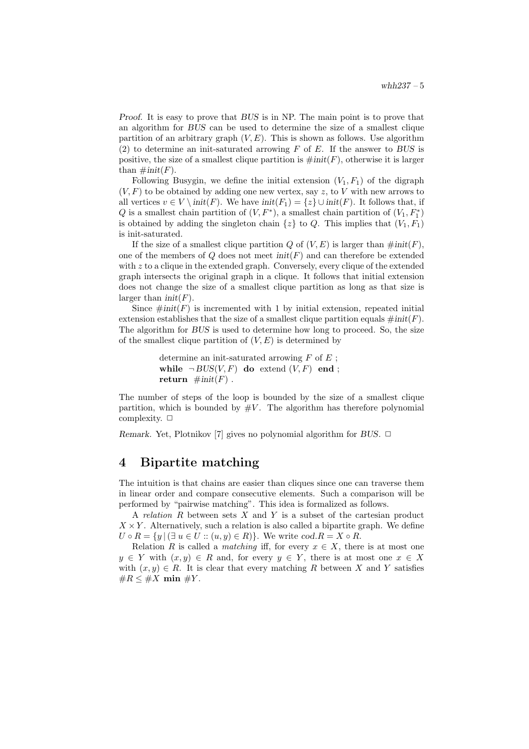*Proof.* It is easy to prove that *BUS* is in NP. The main point is to prove that an algorithm for *BUS* can be used to determine the size of a smallest clique partition of an arbitrary graph $(V, E)$. This is shown as follows. Use algorithm (2) to determine an init-saturated arrowing $F$ of $E$. If the answer to *BUS* is positive, the size of a smallest clique partition is $\#init(F)$, otherwise it is larger than $\#init(F)$.

Following Busygin, we define the initial extension $(V_1, F_1)$ of the digraph $(V, F)$ to be obtained by adding one new vertex, say $z$, to $V$ with new arrows to all vertices $v \in V \setminus init(F)$. We have $init(F_1) = \{z\} \cup init(F)$. It follows that, if $Q$ is a smallest chain partition of $(V, F^*)$, a smallest chain partition of $(V_1, F_1^*)$ is obtained by adding the singleton chain $\{z\}$ to $Q$. This implies that $(V_1, F_1)$ is init-saturated.

If the size of a smallest clique partition $Q$ of $(V, E)$ is larger than $\#init(F)$, one of the members of $Q$ does not meet $init(F)$ and can therefore be extended with $z$ to a clique in the extended graph. Conversely, every clique of the extended graph intersects the original graph in a clique. It follows that initial extension does not change the size of a smallest clique partition as long as that size is larger than $init(F)$.

Since $\#init(F)$ is incremented with 1 by initial extension, repeated initial extension establishes that the size of a smallest clique partition equals $\#init(F)$. The algorithm for *BUS* is used to determine how long to proceed. So, the size of the smallest clique partition of $(V, E)$ is determined by

> determine an init-saturated arrowing $F$ of $E$ ;
> **while** $\neg BUS(V, F)$ **do** extend $(V, F)$ **end** ;
> **return** $\#init(F)$ .

The number of steps of the loop is bounded by the size of a smallest clique partition, which is bounded by $\#V$. The algorithm has therefore polynomial complexity. □

*Remark.* Yet, Plotnikov [7] gives no polynomial algorithm for *BUS*. □

## 4 Bipartite matching

The intuition is that chains are easier than cliques since one can traverse them in linear order and compare consecutive elements. Such a comparison will be performed by "pairwise matching". This idea is formalized as follows.

A *relation* $R$ between sets $X$ and $Y$ is a subset of the cartesian product $X \times Y$. Alternatively, such a relation is also called a bipartite graph. We define $U \circ R = \{y \mid (\exists\, u \in U :: (u, y) \in R)\}$. We write $cod.R = X \circ R$.

Relation $R$ is called a *matching* iff, for every $x \in X$, there is at most one $y \in Y$ with $(x, y) \in R$ and, for every $y \in Y$, there is at most one $x \in X$ with $(x, y) \in R$. It is clear that every matching $R$ between $X$ and $Y$ satisfies $\#R \leq \#X$ **min** $\#Y$.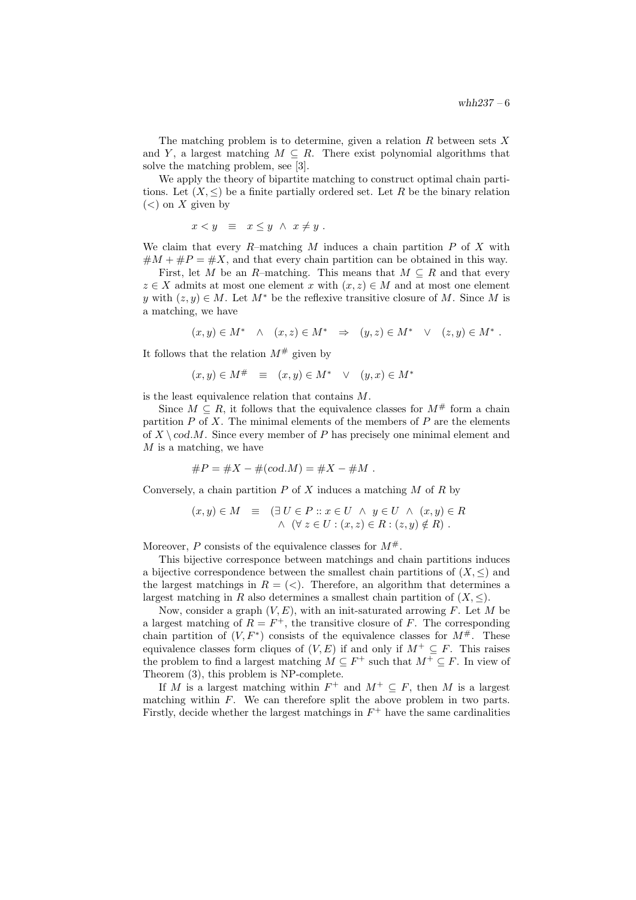The matching problem is to determine, given a relation $R$ between sets $X$ and $Y$, a largest matching $M \subseteq R$. There exist polynomial algorithms that solve the matching problem, see [3].

We apply the theory of bipartite matching to construct optimal chain partitions. Let $(X, \leq)$ be a finite partially ordered set. Let $R$ be the binary relation $(<)$ on $X$ given by

$$x < y \quad \equiv \quad x \leq y \;\wedge\; x \neq y \;.$$

We claim that every $R$–matching $M$ induces a chain partition $P$ of $X$ with $\#M + \#P = \#X$, and that every chain partition can be obtained in this way.

First, let $M$ be an $R$–matching. This means that $M \subseteq R$ and that every $z \in X$ admits at most one element $x$ with $(x, z) \in M$ and at most one element $y$ with $(z, y) \in M$. Let $M^*$ be the reflexive transitive closure of $M$. Since $M$ is a matching, we have

$$(x, y) \in M^* \quad \wedge \quad (x, z) \in M^* \quad \Rightarrow \quad (y, z) \in M^* \quad \vee \quad (z, y) \in M^* \;.$$

It follows that the relation $M^\#$ given by

$$(x, y) \in M^\# \quad \equiv \quad (x, y) \in M^* \quad \vee \quad (y, x) \in M^*$$

is the least equivalence relation that contains $M$.

Since $M \subseteq R$, it follows that the equivalence classes for $M^\#$ form a chain partition $P$ of $X$. The minimal elements of the members of $P$ are the elements of $X \setminus cod.M$. Since every member of $P$ has precisely one minimal element and $M$ is a matching, we have

$$\#P = \#X - \#(cod.M) = \#X - \#M \;.$$

Conversely, a chain partition $P$ of $X$ induces a matching $M$ of $R$ by

$$\begin{aligned}(x, y) \in M \quad \equiv \quad & (\exists\, U \in P :: x \in U \;\wedge\; y \in U \;\wedge\; (x, y) \in R \\ & \wedge\; (\forall\, z \in U : (x, z) \in R : (z, y) \notin R) \;.\end{aligned}$$

Moreover, $P$ consists of the equivalence classes for $M^\#$.

This bijective corresponce between matchings and chain partitions induces a bijective correspondence between the smallest chain partitions of $(X, \leq)$ and the largest matchings in $R = (<)$. Therefore, an algorithm that determines a largest matching in $R$ also determines a smallest chain partition of $(X, \leq)$.

Now, consider a graph $(V, E)$, with an init-saturated arrowing $F$. Let $M$ be a largest matching of $R = F^+$, the transitive closure of $F$. The corresponding chain partition of $(V, F^*)$ consists of the equivalence classes for $M^\#$. These equivalence classes form cliques of $(V, E)$ if and only if $M^+ \subseteq F$. This raises the problem to find a largest matching $M \subseteq F^+$ such that $M^+ \subseteq F$. In view of Theorem (3), this problem is NP-complete.

If $M$ is a largest matching within $F^+$ and $M^+ \subseteq F$, then $M$ is a largest matching within $F$. We can therefore split the above problem in two parts. Firstly, decide whether the largest matchings in $F^+$ have the same cardinalities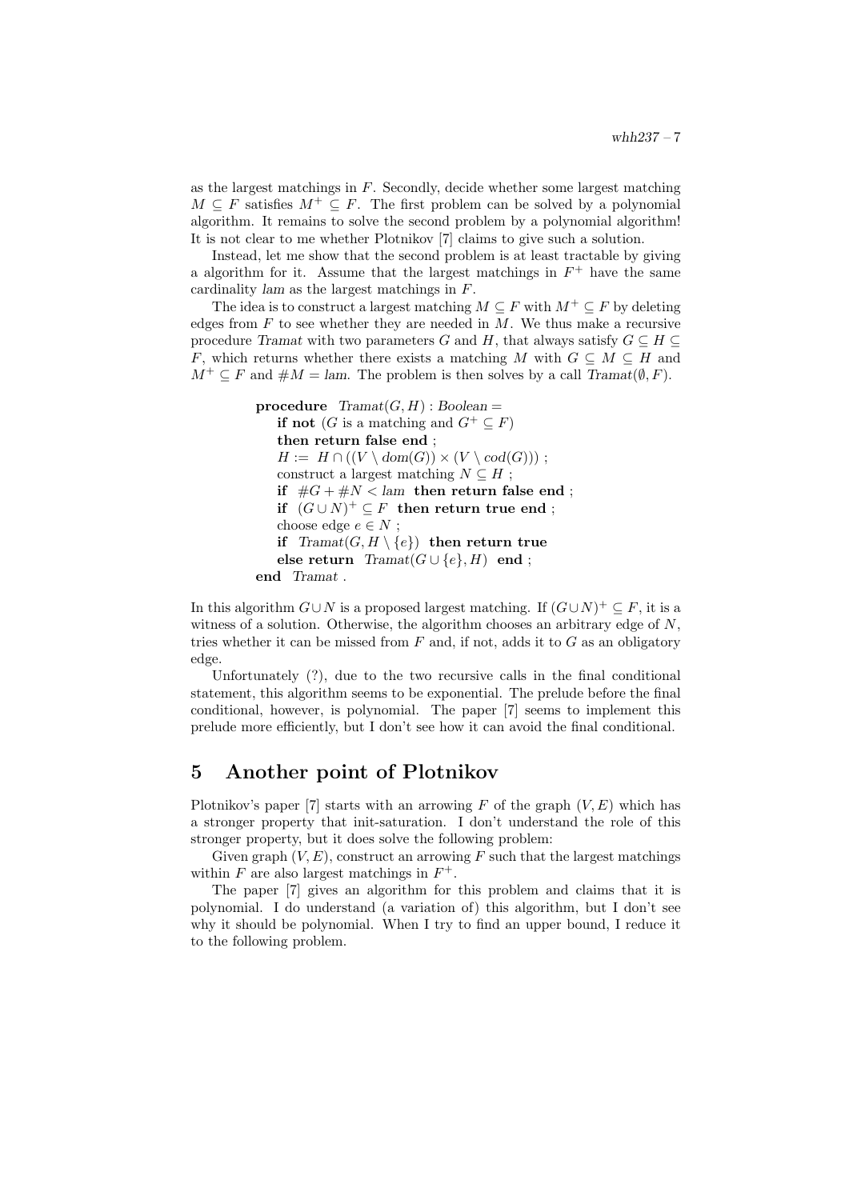as the largest matchings in $F$. Secondly, decide whether some largest matching $M \subseteq F$ satisfies $M^+ \subseteq F$. The first problem can be solved by a polynomial algorithm. It remains to solve the second problem by a polynomial algorithm! It is not clear to me whether Plotnikov [7] claims to give such a solution.

Instead, let me show that the second problem is at least tractable by giving a algorithm for it. Assume that the largest matchings in $F^+$ have the same cardinality *lam* as the largest matchings in $F$.

The idea is to construct a largest matching $M \subseteq F$ with $M^+ \subseteq F$ by deleting edges from $F$ to see whether they are needed in $M$. We thus make a recursive procedure *Tramat* with two parameters $G$ and $H$, that always satisfy $G \subseteq H \subseteq F$, which returns whether there exists a matching $M$ with $G \subseteq M \subseteq H$ and $M^+ \subseteq F$ and $\#M = lam$. The problem is then solves by a call $Tramat(\emptyset, F)$.

```
procedure  Tramat(G, H) : Boolean =
    if not (G is a matching and G⁺ ⊆ F)
    then return false end ;
    H := H ∩ ((V \ dom(G)) × (V \ cod(G))) ;
    construct a largest matching N ⊆ H ;
    if  #G + #N < lam  then return false end ;
    if  (G ∪ N)⁺ ⊆ F  then return true end ;
    choose edge e ∈ N ;
    if  Tramat(G, H \ {e})  then return true
    else return  Tramat(G ∪ {e}, H)  end ;
end  Tramat .
```

In this algorithm $G \cup N$ is a proposed largest matching. If $(G \cup N)^+ \subseteq F$, it is a witness of a solution. Otherwise, the algorithm chooses an arbitrary edge of $N$, tries whether it can be missed from $F$ and, if not, adds it to $G$ as an obligatory edge.

Unfortunately (?), due to the two recursive calls in the final conditional statement, this algorithm seems to be exponential. The prelude before the final conditional, however, is polynomial. The paper [7] seems to implement this prelude more efficiently, but I don't see how it can avoid the final conditional.

## 5 Another point of Plotnikov

Plotnikov's paper [7] starts with an arrowing $F$ of the graph $(V, E)$ which has a stronger property that init-saturation. I don't understand the role of this stronger property, but it does solve the following problem:

Given graph $(V, E)$, construct an arrowing $F$ such that the largest matchings within $F$ are also largest matchings in $F^+$.

The paper [7] gives an algorithm for this problem and claims that it is polynomial. I do understand (a variation of) this algorithm, but I don't see why it should be polynomial. When I try to find an upper bound, I reduce it to the following problem.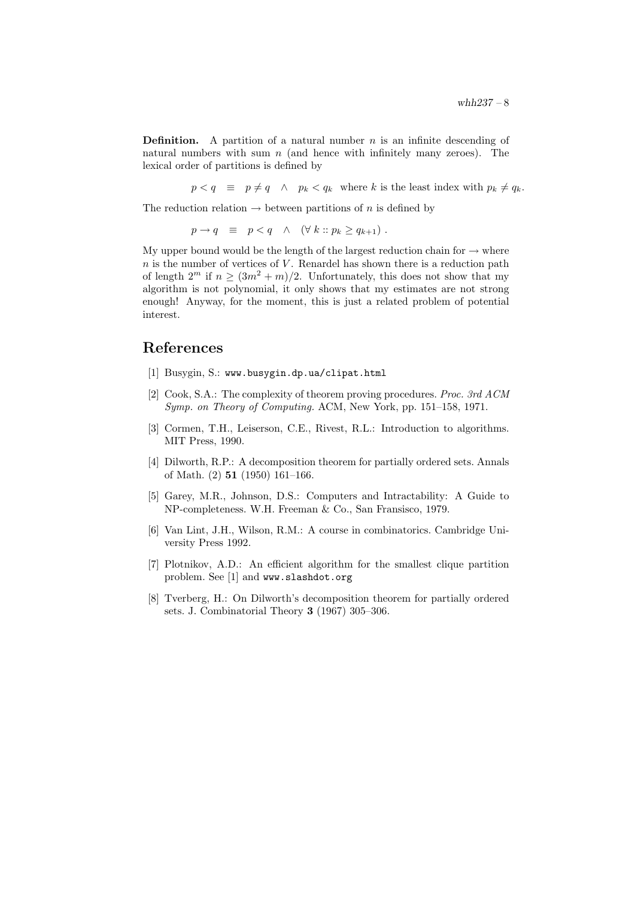**Definition.** A partition of a natural number $n$ is an infinite descending of natural numbers with sum $n$ (and hence with infinitely many zeroes). The lexical order of partitions is defined by

$$p < q \quad \equiv \quad p \neq q \quad \wedge \quad p_k < q_k \quad \text{where } k \text{ is the least index with } p_k \neq q_k .$$

The reduction relation $\rightarrow$ between partitions of $n$ is defined by

$$p \rightarrow q \quad \equiv \quad p < q \quad \wedge \quad (\forall\, k :: p_k \geq q_{k+1}) \; .$$

My upper bound would be the length of the largest reduction chain for $\rightarrow$ where $n$ is the number of vertices of $V$. Renardel has shown there is a reduction path of length $2^m$ if $n \geq (3m^2 + m)/2$. Unfortunately, this does not show that my algorithm is not polynomial, it only shows that my estimates are not strong enough! Anyway, for the moment, this is just a related problem of potential interest.

## References

[1] Busygin, S.: `www.busygin.dp.ua/clipat.html`

[2] Cook, S.A.: The complexity of theorem proving procedures. *Proc. 3rd ACM Symp. on Theory of Computing.* ACM, New York, pp. 151–158, 1971.

[3] Cormen, T.H., Leiserson, C.E., Rivest, R.L.: Introduction to algorithms. MIT Press, 1990.

[4] Dilworth, R.P.: A decomposition theorem for partially ordered sets. Annals of Math. (2) **51** (1950) 161–166.

[5] Garey, M.R., Johnson, D.S.: Computers and Intractability: A Guide to NP-completeness. W.H. Freeman & Co., San Fransisco, 1979.

[6] Van Lint, J.H., Wilson, R.M.: A course in combinatorics. Cambridge University Press 1992.

[7] Plotnikov, A.D.: An efficient algorithm for the smallest clique partition problem. See [1] and `www.slashdot.org`

[8] Tverberg, H.: On Dilworth's decomposition theorem for partially ordered sets. J. Combinatorial Theory **3** (1967) 305–306.